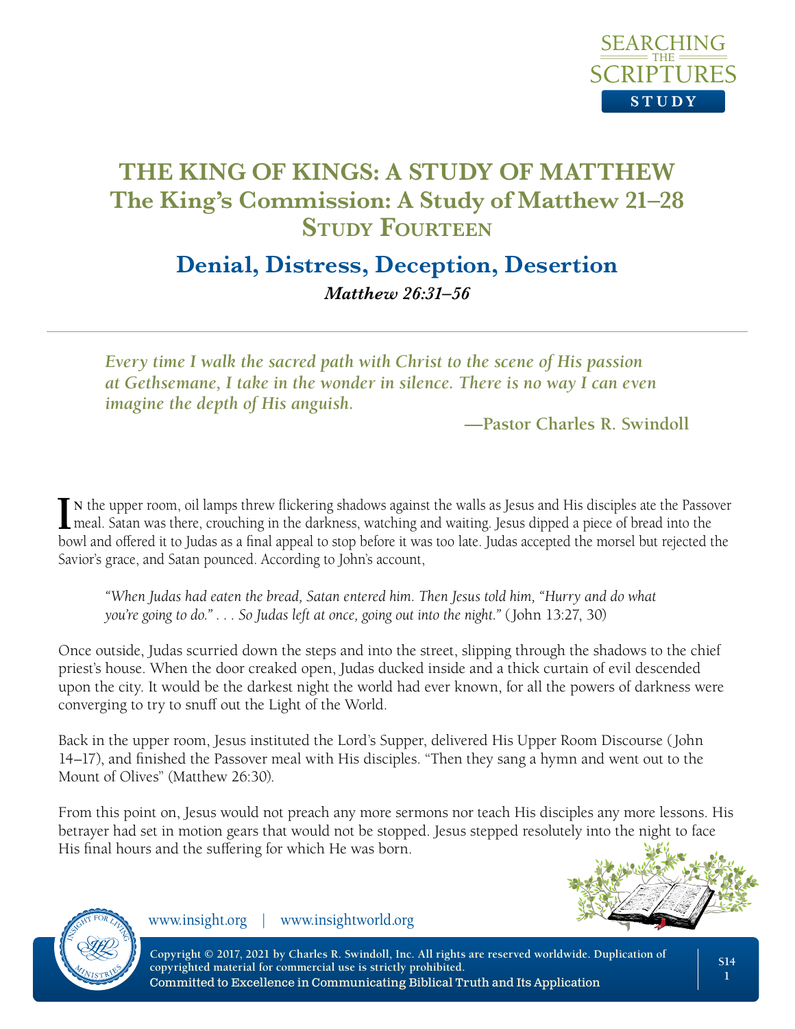# THE KING OF KINGS: A STUDY OF MATTHEW
## The King's Commission: A Study of Matthew 21–28
## Study Fourteen

## Denial, Distress, Deception, Desertion

***Matthew 26:31–56***

*Every time I walk the sacred path with Christ to the scene of His passion at Gethsemane, I take in the wonder in silence. There is no way I can even imagine the depth of His anguish.*

**—Pastor Charles R. Swindoll**

In the upper room, oil lamps threw flickering shadows against the walls as Jesus and His disciples ate the Passover meal. Satan was there, crouching in the darkness, watching and waiting. Jesus dipped a piece of bread into the bowl and offered it to Judas as a final appeal to stop before it was too late. Judas accepted the morsel but rejected the Savior's grace, and Satan pounced. According to John's account,

> *"When Judas had eaten the bread, Satan entered him. Then Jesus told him, "Hurry and do what you're going to do." . . . So Judas left at once, going out into the night."* (John 13:27, 30)

Once outside, Judas scurried down the steps and into the street, slipping through the shadows to the chief priest's house. When the door creaked open, Judas ducked inside and a thick curtain of evil descended upon the city. It would be the darkest night the world had ever known, for all the powers of darkness were converging to try to snuff out the Light of the World.

Back in the upper room, Jesus instituted the Lord's Supper, delivered His Upper Room Discourse (John 14–17), and finished the Passover meal with His disciples. "Then they sang a hymn and went out to the Mount of Olives" (Matthew 26:30).

From this point on, Jesus would not preach any more sermons nor teach His disciples any more lessons. His betrayer had set in motion gears that would not be stopped. Jesus stepped resolutely into the night to face His final hours and the suffering for which He was born.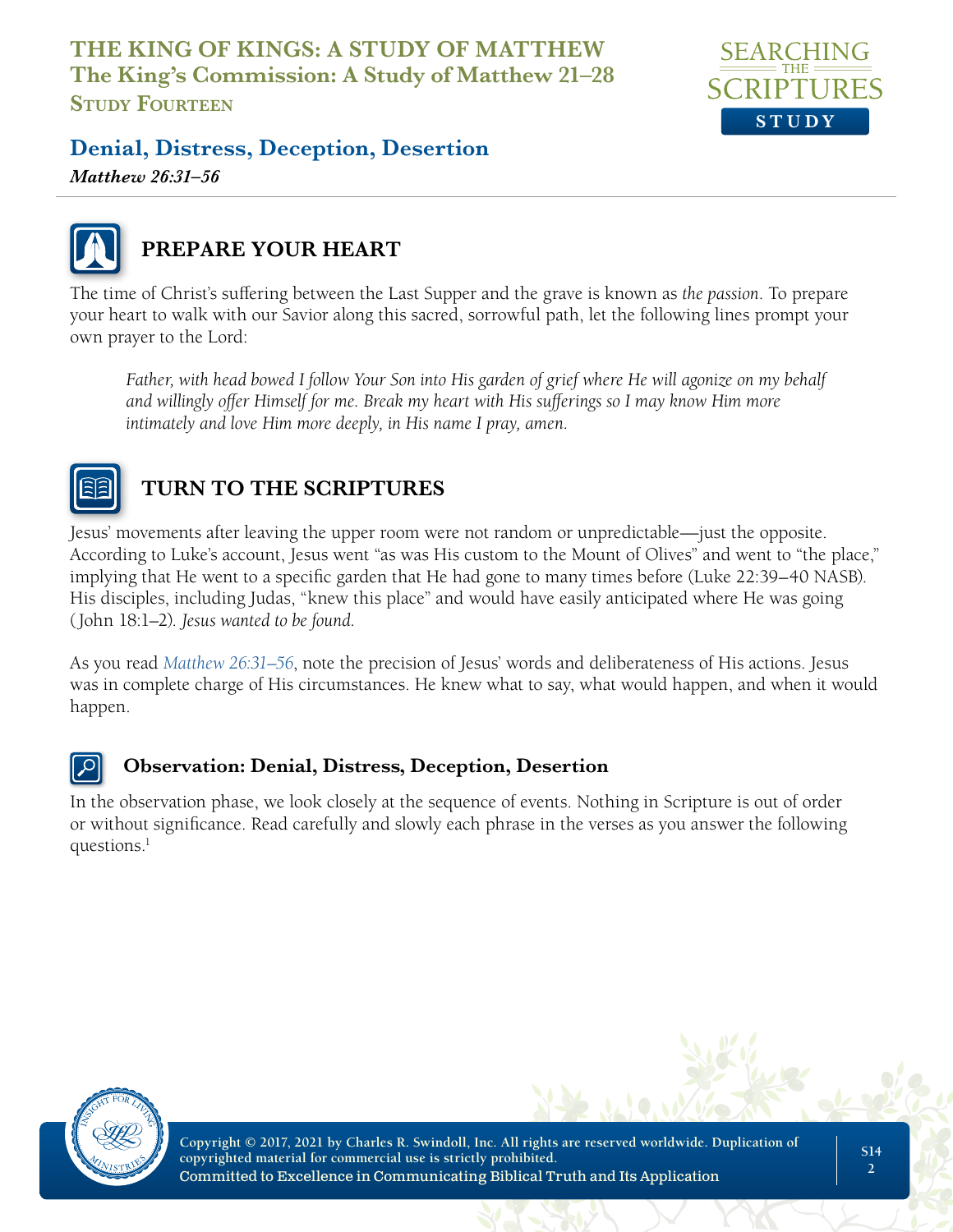## PREPARE YOUR HEART

The time of Christ's suffering between the Last Supper and the grave is known as *the passion*. To prepare your heart to walk with our Savior along this sacred, sorrowful path, let the following lines prompt your own prayer to the Lord:

> *Father, with head bowed I follow Your Son into His garden of grief where He will agonize on my behalf and willingly offer Himself for me. Break my heart with His sufferings so I may know Him more intimately and love Him more deeply, in His name I pray, amen.*

## TURN TO THE SCRIPTURES

Jesus' movements after leaving the upper room were not random or unpredictable—just the opposite. According to Luke's account, Jesus went "as was His custom to the Mount of Olives" and went to "the place," implying that He went to a specific garden that He had gone to many times before (Luke 22:39–40 NASB). His disciples, including Judas, "knew this place" and would have easily anticipated where He was going (John 18:1–2). *Jesus wanted to be found.*

As you read *Matthew 26:31–56*, note the precision of Jesus' words and deliberateness of His actions. Jesus was in complete charge of His circumstances. He knew what to say, what would happen, and when it would happen.

### Observation: Denial, Distress, Deception, Desertion

In the observation phase, we look closely at the sequence of events. Nothing in Scripture is out of order or without significance. Read carefully and slowly each phrase in the verses as you answer the following questions.[1]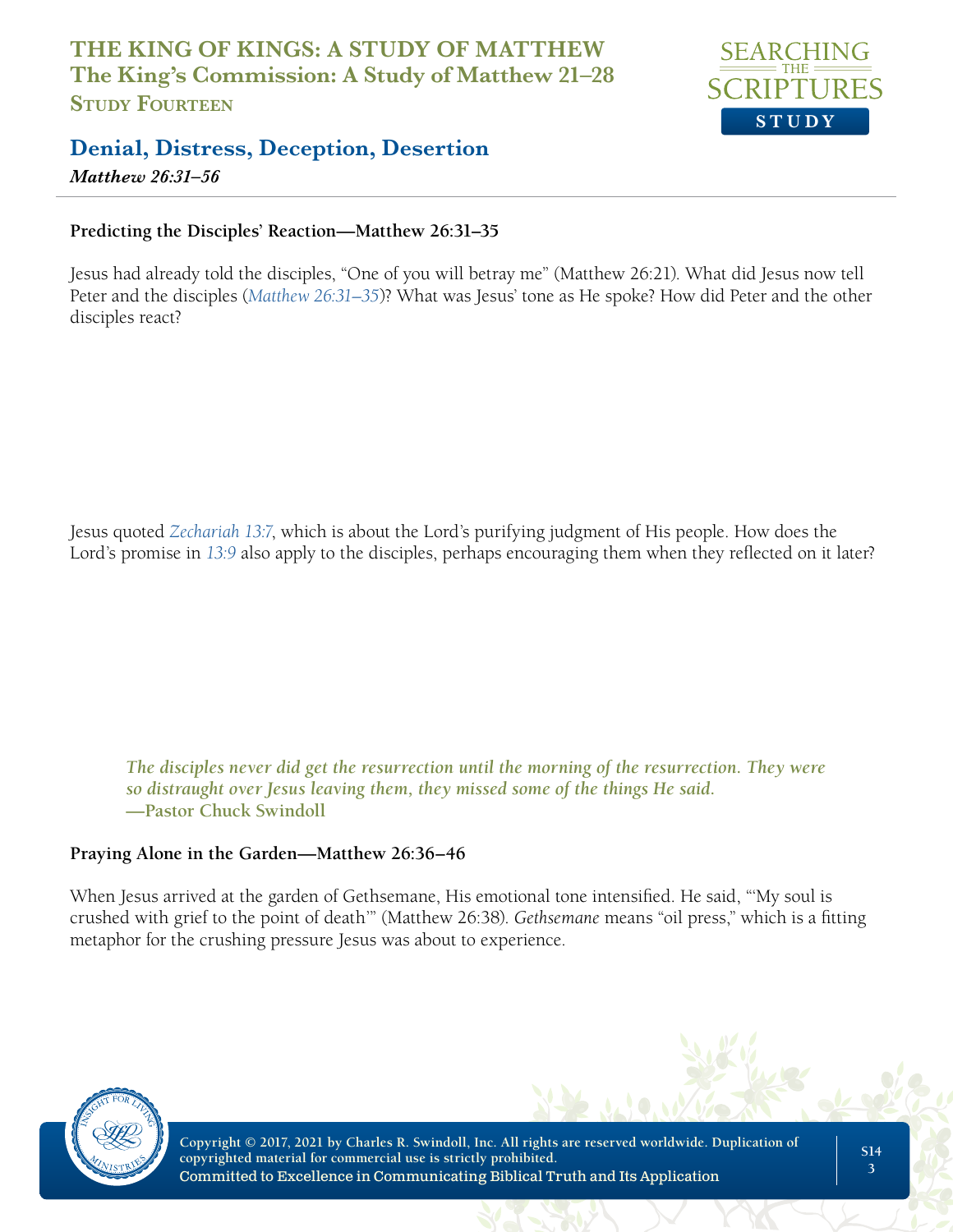# THE KING OF KINGS: A STUDY OF MATTHEW
## The King's Commission: A Study of Matthew 21–28
### Study Fourteen

## Denial, Distress, Deception, Desertion
***Matthew 26:31–56***

**Predicting the Disciples' Reaction—Matthew 26:31–35**

Jesus had already told the disciples, "One of you will betray me" (Matthew 26:21). What did Jesus now tell Peter and the disciples (*Matthew 26:31–35*)? What was Jesus' tone as He spoke? How did Peter and the other disciples react?

Jesus quoted *Zechariah 13:7*, which is about the Lord's purifying judgment of His people. How does the Lord's promise in *13:9* also apply to the disciples, perhaps encouraging them when they reflected on it later?

> ***The disciples never did get the resurrection until the morning of the resurrection. They were so distraught over Jesus leaving them, they missed some of the things He said.***
> **—Pastor Chuck Swindoll**

**Praying Alone in the Garden—Matthew 26:36–46**

When Jesus arrived at the garden of Gethsemane, His emotional tone intensified. He said, "'My soul is crushed with grief to the point of death'" (Matthew 26:38). *Gethsemane* means "oil press," which is a fitting metaphor for the crushing pressure Jesus was about to experience.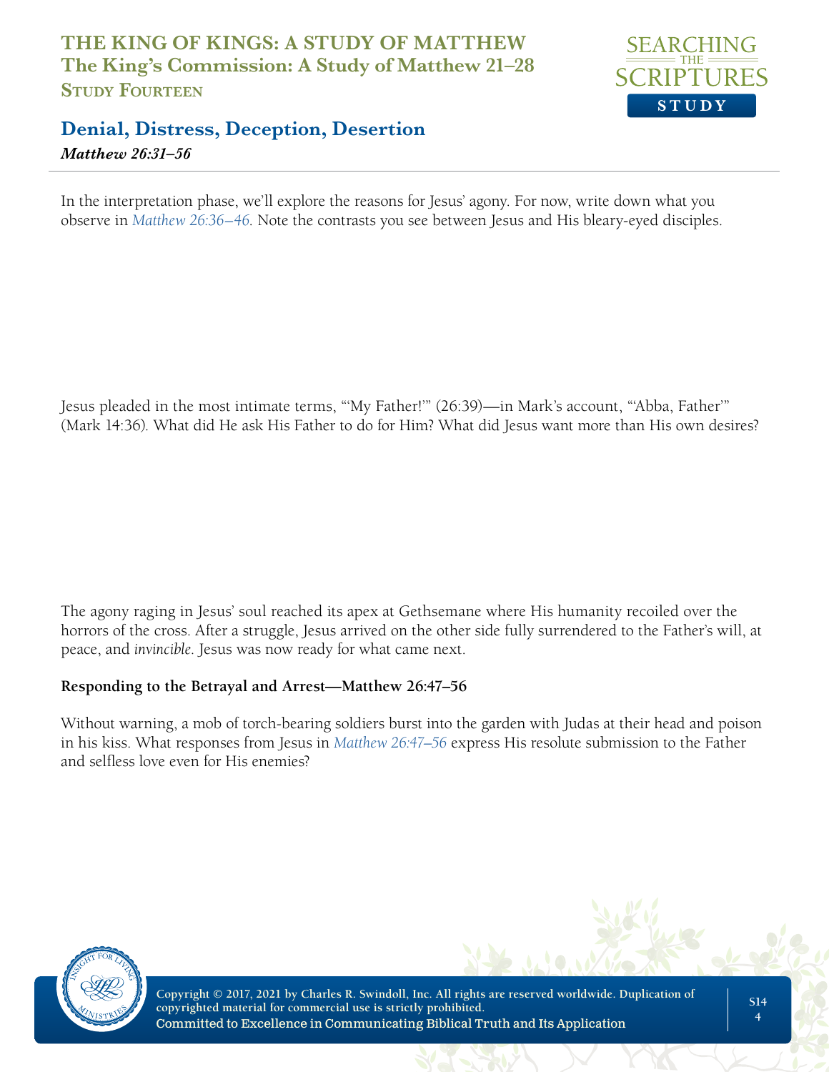In the interpretation phase, we'll explore the reasons for Jesus' agony. For now, write down what you observe in *Matthew 26:36–46*. Note the contrasts you see between Jesus and His bleary-eyed disciples.

Jesus pleaded in the most intimate terms, "'My Father!'" (26:39)—in Mark's account, "'Abba, Father'" (Mark 14:36). What did He ask His Father to do for Him? What did Jesus want more than His own desires?

The agony raging in Jesus' soul reached its apex at Gethsemane where His humanity recoiled over the horrors of the cross. After a struggle, Jesus arrived on the other side fully surrendered to the Father's will, at peace, and *invincible*. Jesus was now ready for what came next.

**Responding to the Betrayal and Arrest—Matthew 26:47–56**

Without warning, a mob of torch-bearing soldiers burst into the garden with Judas at their head and poison in his kiss. What responses from Jesus in *Matthew 26:47–56* express His resolute submission to the Father and selfless love even for His enemies?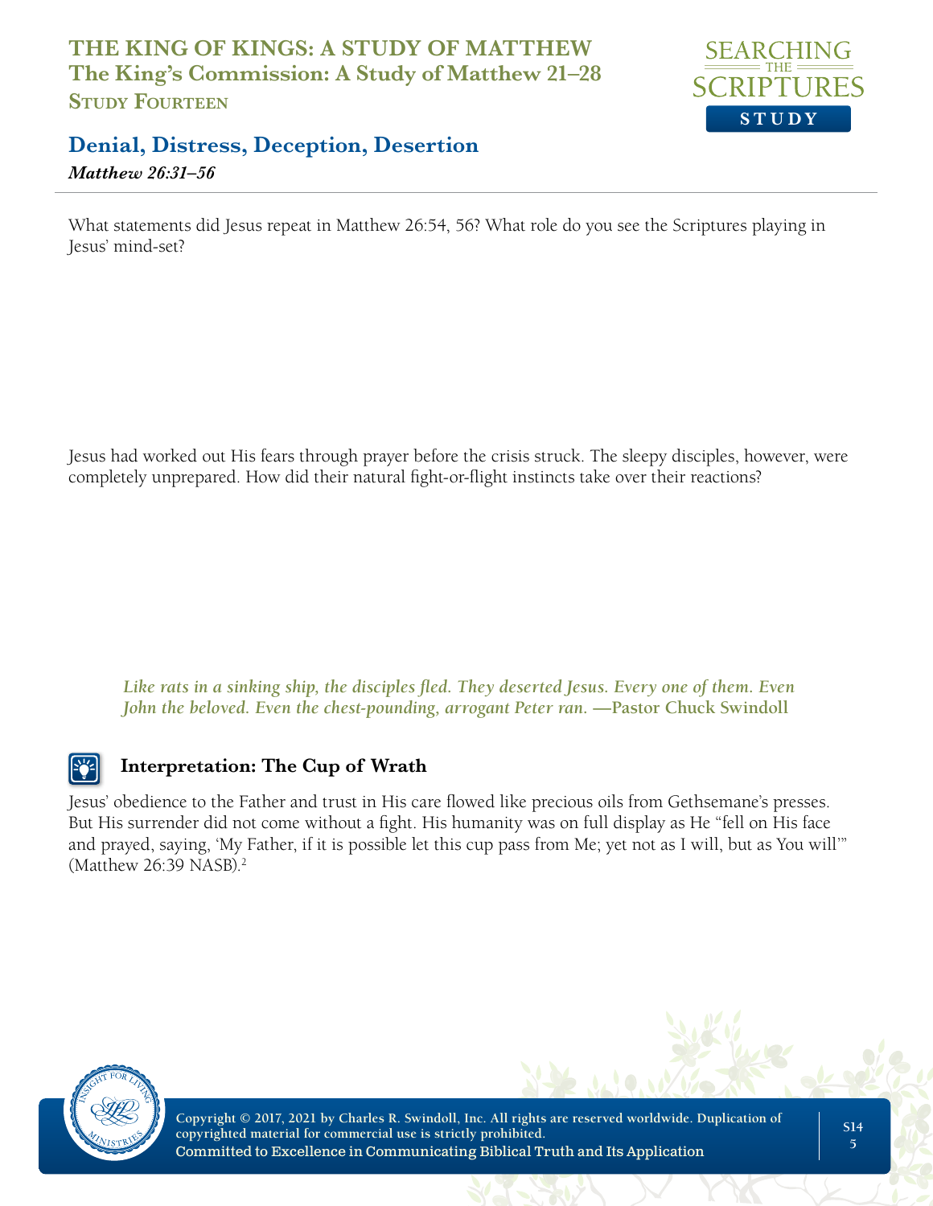What statements did Jesus repeat in Matthew 26:54, 56? What role do you see the Scriptures playing in Jesus' mind-set?

Jesus had worked out His fears through prayer before the crisis struck. The sleepy disciples, however, were completely unprepared. How did their natural fight-or-flight instincts take over their reactions?

> ***Like rats in a sinking ship, the disciples fled. They deserted Jesus. Every one of them. Even John the beloved. Even the chest-pounding, arrogant Peter ran.* —Pastor Chuck Swindoll**

### Interpretation: The Cup of Wrath

Jesus' obedience to the Father and trust in His care flowed like precious oils from Gethsemane's presses. But His surrender did not come without a fight. His humanity was on full display as He "fell on His face and prayed, saying, 'My Father, if it is possible let this cup pass from Me; yet not as I will, but as You will'" (Matthew 26:39 NASB).[2]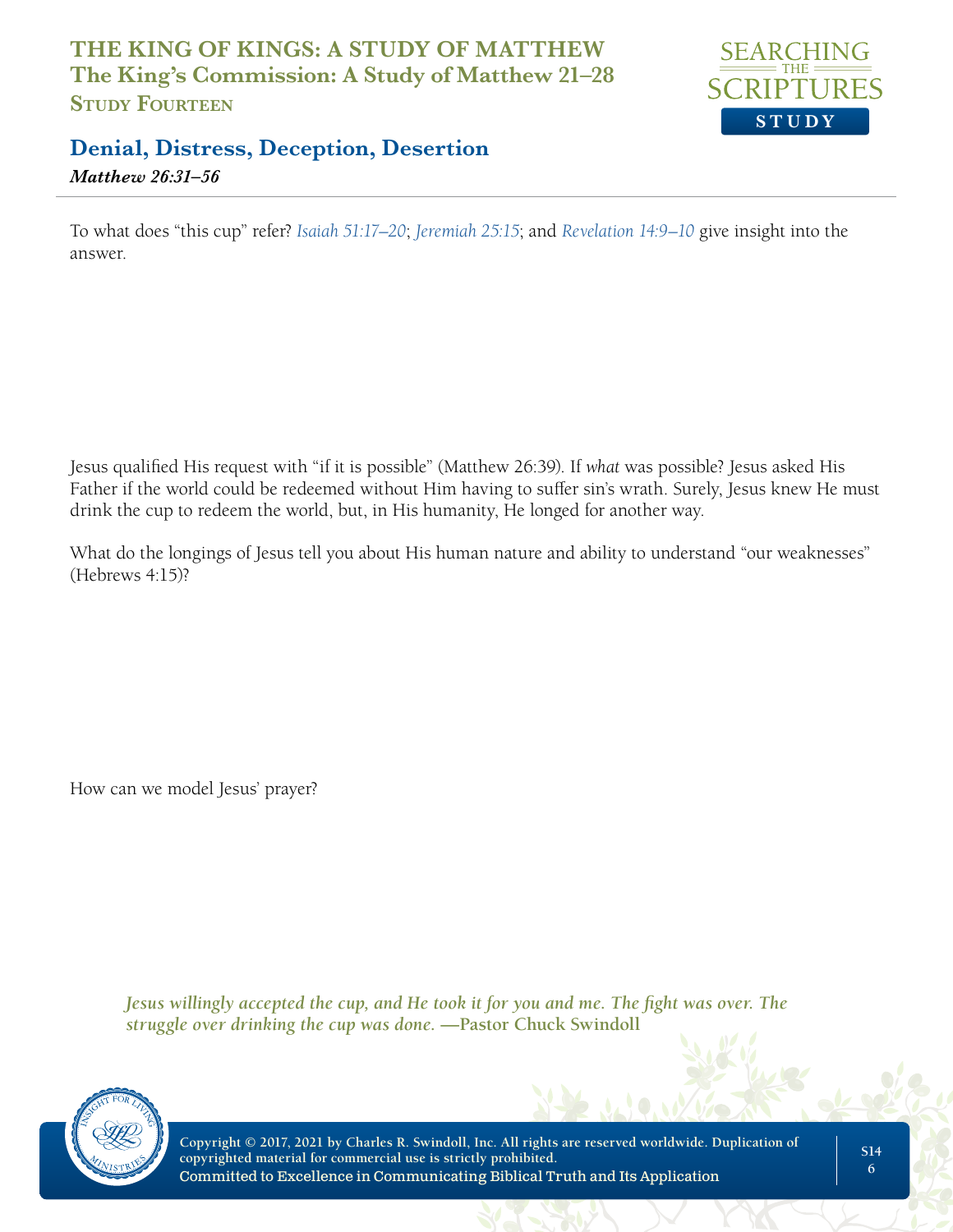To what does "this cup" refer? *Isaiah 51:17–20*; *Jeremiah 25:15*; and *Revelation 14:9–10* give insight into the answer.

Jesus qualified His request with "if it is possible" (Matthew 26:39). If *what* was possible? Jesus asked His Father if the world could be redeemed without Him having to suffer sin's wrath. Surely, Jesus knew He must drink the cup to redeem the world, but, in His humanity, He longed for another way.

What do the longings of Jesus tell you about His human nature and ability to understand "our weaknesses" (Hebrews 4:15)?

How can we model Jesus' prayer?

> *Jesus willingly accepted the cup, and He took it for you and me. The fight was over. The struggle over drinking the cup was done.* —Pastor Chuck Swindoll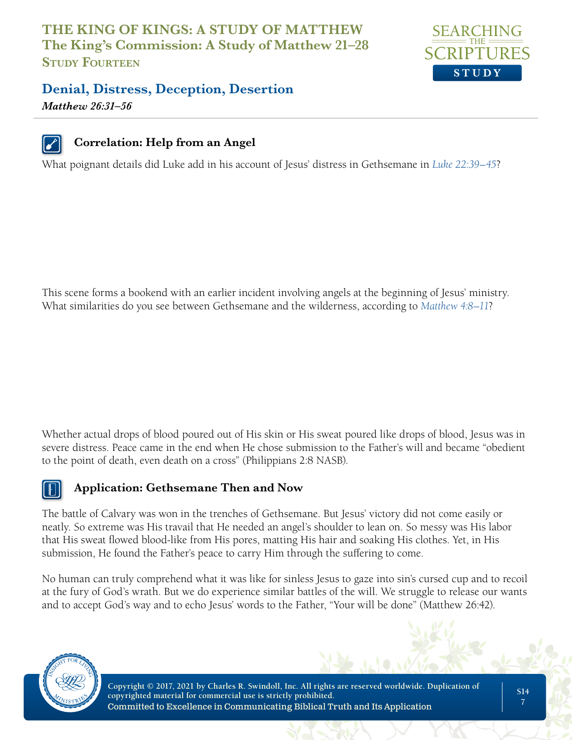## Correlation: Help from an Angel

What poignant details did Luke add in his account of Jesus' distress in Gethsemane in *Luke 22:39–45*?

This scene forms a bookend with an earlier incident involving angels at the beginning of Jesus' ministry. What similarities do you see between Gethsemane and the wilderness, according to *Matthew 4:8–11*?

Whether actual drops of blood poured out of His skin or His sweat poured like drops of blood, Jesus was in severe distress. Peace came in the end when He chose submission to the Father's will and became "obedient to the point of death, even death on a cross" (Philippians 2:8 NASB).

## Application: Gethsemane Then and Now

The battle of Calvary was won in the trenches of Gethsemane. But Jesus' victory did not come easily or neatly. So extreme was His travail that He needed an angel's shoulder to lean on. So messy was His labor that His sweat flowed blood-like from His pores, matting His hair and soaking His clothes. Yet, in His submission, He found the Father's peace to carry Him through the suffering to come.

No human can truly comprehend what it was like for sinless Jesus to gaze into sin's cursed cup and to recoil at the fury of God's wrath. But we do experience similar battles of the will. We struggle to release our wants and to accept God's way and to echo Jesus' words to the Father, "Your will be done" (Matthew 26:42).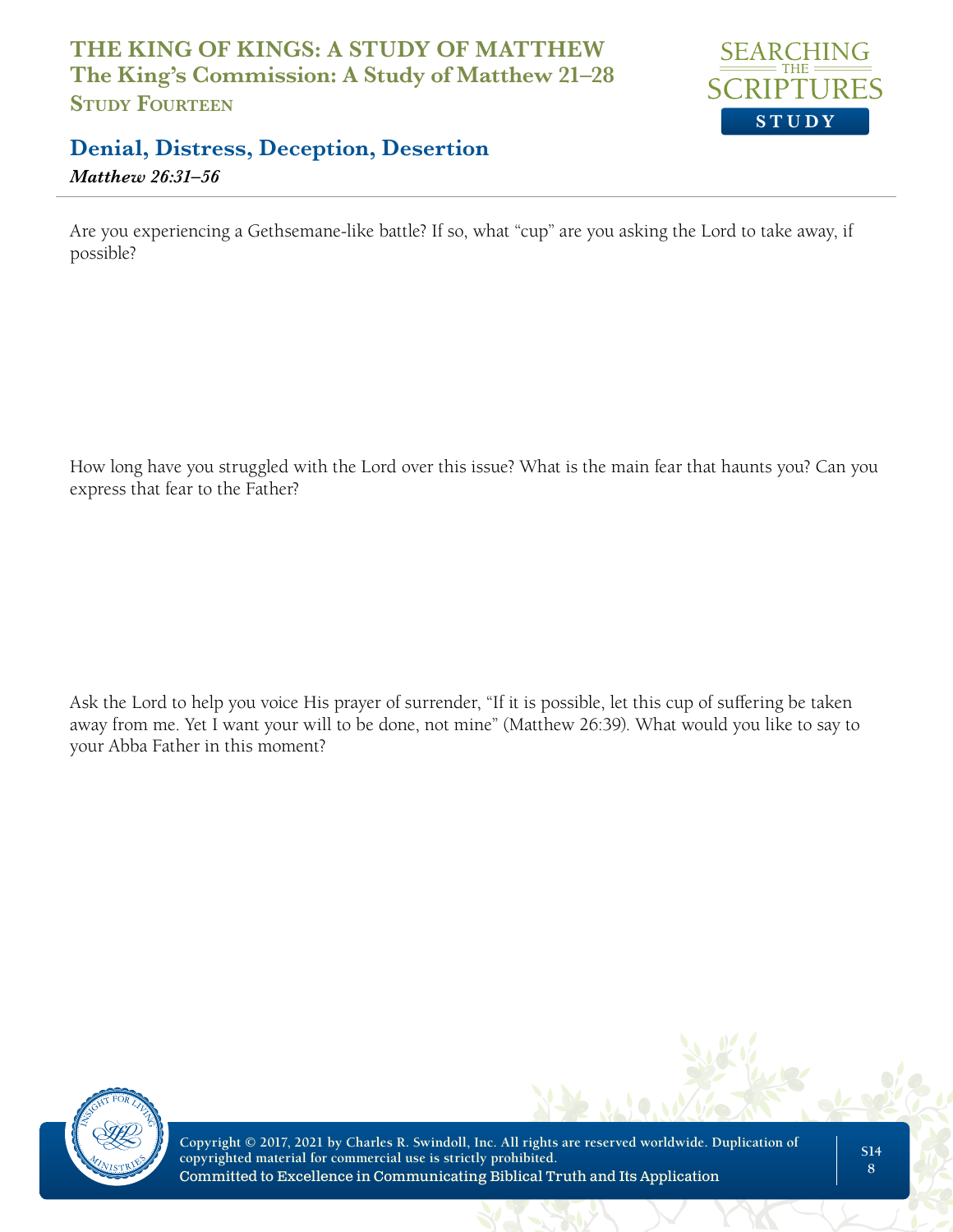Are you experiencing a Gethsemane-like battle? If so, what “cup” are you asking the Lord to take away, if possible?

How long have you struggled with the Lord over this issue? What is the main fear that haunts you? Can you express that fear to the Father?

Ask the Lord to help you voice His prayer of surrender, “If it is possible, let this cup of suffering be taken away from me. Yet I want your will to be done, not mine” (Matthew 26:39). What would you like to say to your Abba Father in this moment?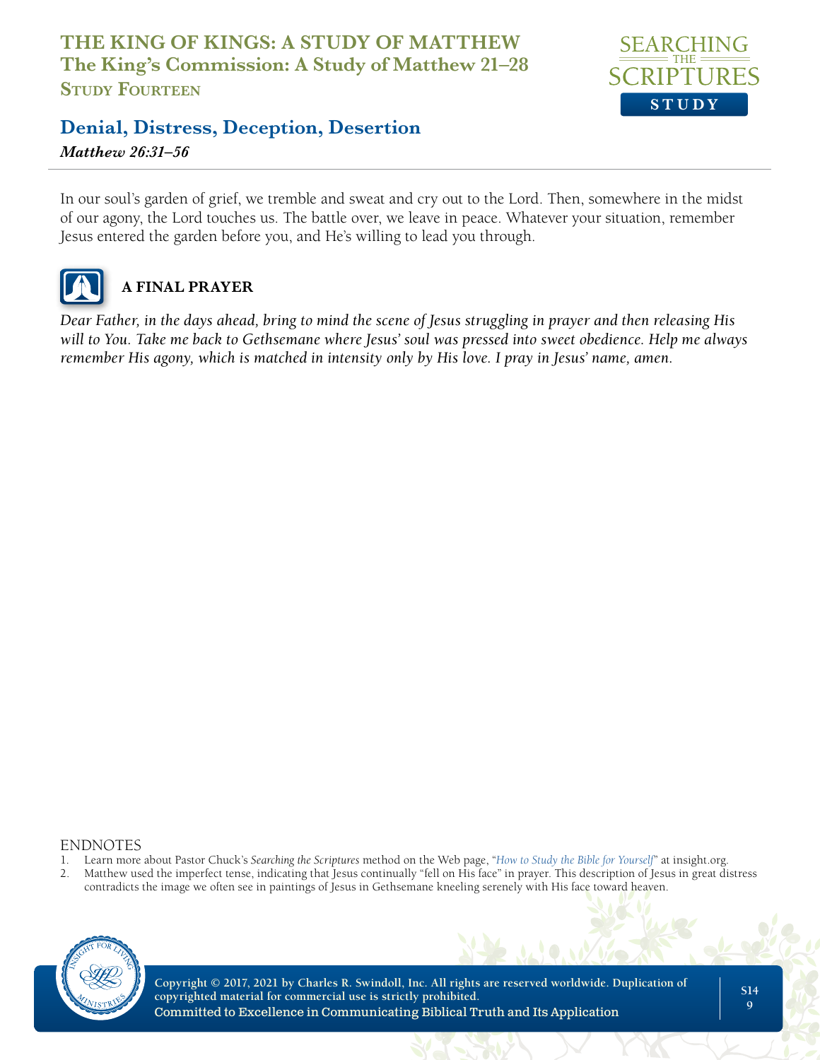In our soul's garden of grief, we tremble and sweat and cry out to the Lord. Then, somewhere in the midst of our agony, the Lord touches us. The battle over, we leave in peace. Whatever your situation, remember Jesus entered the garden before you, and He's willing to lead you through.

## A FINAL PRAYER

*Dear Father, in the days ahead, bring to mind the scene of Jesus struggling in prayer and then releasing His will to You. Take me back to Gethsemane where Jesus' soul was pressed into sweet obedience. Help me always remember His agony, which is matched in intensity only by His love. I pray in Jesus' name, amen.*

ENDNOTES

1. Learn more about Pastor Chuck's *Searching the Scriptures* method on the Web page, "*How to Study the Bible for Yourself*" at insight.org.
2. Matthew used the imperfect tense, indicating that Jesus continually "fell on His face" in prayer. This description of Jesus in great distress contradicts the image we often see in paintings of Jesus in Gethsemane kneeling serenely with His face toward heaven.

**Copyright © 2017, 2021 by Charles R. Swindoll, Inc. All rights are reserved worldwide. Duplication of copyrighted material for commercial use is strictly prohibited.**
Committed to Excellence in Communicating Biblical Truth and Its Application